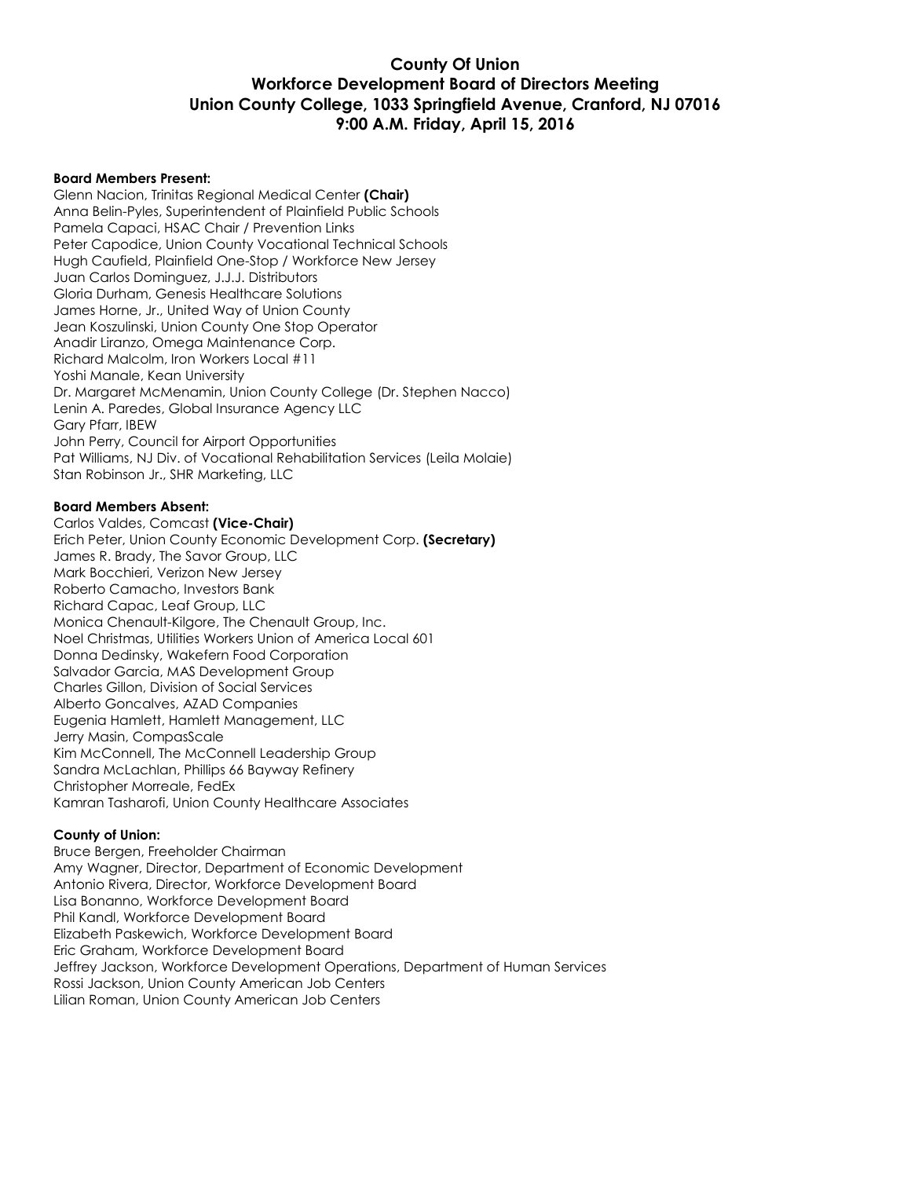# County Of Union
## Workforce Development Board of Directors Meeting
## Union County College, 1033 Springfield Avenue, Cranford, NJ 07016
## 9:00 A.M. Friday, April 15, 2016

**Board Members Present:**

Glenn Nacion, Trinitas Regional Medical Center **(Chair)**
Anna Belin-Pyles, Superintendent of Plainfield Public Schools
Pamela Capaci, HSAC Chair / Prevention Links
Peter Capodice, Union County Vocational Technical Schools
Hugh Caufield, Plainfield One-Stop / Workforce New Jersey
Juan Carlos Dominguez, J.J.J. Distributors
Gloria Durham, Genesis Healthcare Solutions
James Horne, Jr., United Way of Union County
Jean Koszulinski, Union County One Stop Operator
Anadir Liranzo, Omega Maintenance Corp.
Richard Malcolm, Iron Workers Local #11
Yoshi Manale, Kean University
Dr. Margaret McMenamin, Union County College (Dr. Stephen Nacco)
Lenin A. Paredes, Global Insurance Agency LLC
Gary Pfarr, IBEW
John Perry, Council for Airport Opportunities
Pat Williams, NJ Div. of Vocational Rehabilitation Services (Leila Molaie)
Stan Robinson Jr., SHR Marketing, LLC

**Board Members Absent:**

Carlos Valdes, Comcast **(Vice-Chair)**
Erich Peter, Union County Economic Development Corp. **(Secretary)**
James R. Brady, The Savor Group, LLC
Mark Bocchieri, Verizon New Jersey
Roberto Camacho, Investors Bank
Richard Capac, Leaf Group, LLC
Monica Chenault-Kilgore, The Chenault Group, Inc.
Noel Christmas, Utilities Workers Union of America Local 601
Donna Dedinsky, Wakefern Food Corporation
Salvador Garcia, MAS Development Group
Charles Gillon, Division of Social Services
Alberto Goncalves, AZAD Companies
Eugenia Hamlett, Hamlett Management, LLC
Jerry Masin, CompasScale
Kim McConnell, The McConnell Leadership Group
Sandra McLachlan, Phillips 66 Bayway Refinery
Christopher Morreale, FedEx
Kamran Tasharofi, Union County Healthcare Associates

**County of Union:**

Bruce Bergen, Freeholder Chairman
Amy Wagner, Director, Department of Economic Development
Antonio Rivera, Director, Workforce Development Board
Lisa Bonanno, Workforce Development Board
Phil Kandl, Workforce Development Board
Elizabeth Paskewich, Workforce Development Board
Eric Graham, Workforce Development Board
Jeffrey Jackson, Workforce Development Operations, Department of Human Services
Rossi Jackson, Union County American Job Centers
Lilian Roman, Union County American Job Centers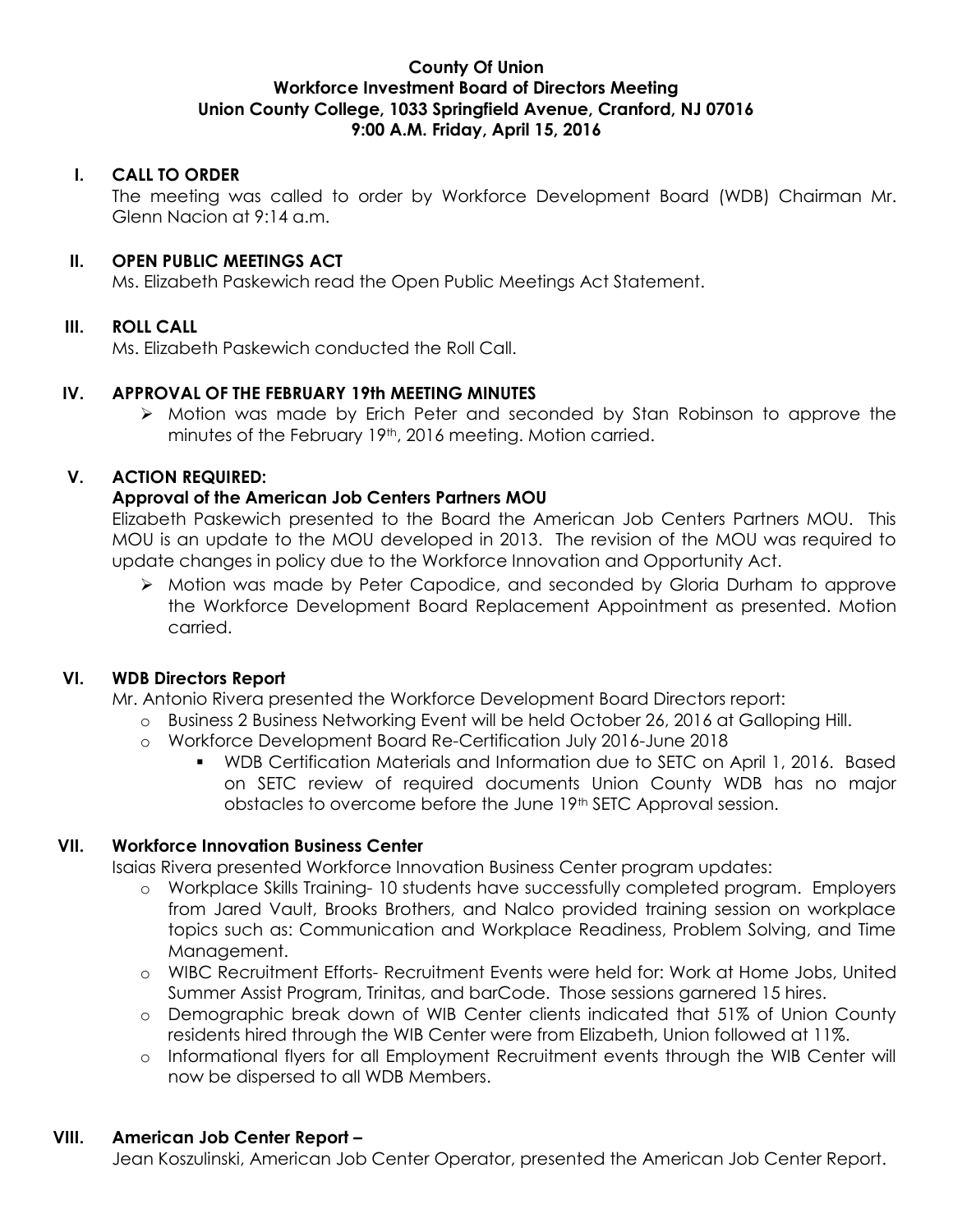**County Of Union**
**Workforce Investment Board of Directors Meeting**
**Union County College, 1033 Springfield Avenue, Cranford, NJ 07016**
**9:00 A.M. Friday, April 15, 2016**

## I. CALL TO ORDER

The meeting was called to order by Workforce Development Board (WDB) Chairman Mr. Glenn Nacion at 9:14 a.m.

## II. OPEN PUBLIC MEETINGS ACT

Ms. Elizabeth Paskewich read the Open Public Meetings Act Statement.

## III. ROLL CALL

Ms. Elizabeth Paskewich conducted the Roll Call.

## IV. APPROVAL OF THE FEBRUARY 19th MEETING MINUTES

- Motion was made by Erich Peter and seconded by Stan Robinson to approve the minutes of the February 19th, 2016 meeting. Motion carried.

## V. ACTION REQUIRED:

**Approval of the American Job Centers Partners MOU**

Elizabeth Paskewich presented to the Board the American Job Centers Partners MOU. This MOU is an update to the MOU developed in 2013. The revision of the MOU was required to update changes in policy due to the Workforce Innovation and Opportunity Act.

- Motion was made by Peter Capodice, and seconded by Gloria Durham to approve the Workforce Development Board Replacement Appointment as presented. Motion carried.

## VI. WDB Directors Report

Mr. Antonio Rivera presented the Workforce Development Board Directors report:

- Business 2 Business Networking Event will be held October 26, 2016 at Galloping Hill.
- Workforce Development Board Re-Certification July 2016-June 2018
  - WDB Certification Materials and Information due to SETC on April 1, 2016. Based on SETC review of required documents Union County WDB has no major obstacles to overcome before the June 19th SETC Approval session.

## VII. Workforce Innovation Business Center

Isaias Rivera presented Workforce Innovation Business Center program updates:

- Workplace Skills Training- 10 students have successfully completed program. Employers from Jared Vault, Brooks Brothers, and Nalco provided training session on workplace topics such as: Communication and Workplace Readiness, Problem Solving, and Time Management.
- WIBC Recruitment Efforts- Recruitment Events were held for: Work at Home Jobs, United Summer Assist Program, Trinitas, and barCode. Those sessions garnered 15 hires.
- Demographic break down of WIB Center clients indicated that 51% of Union County residents hired through the WIB Center were from Elizabeth, Union followed at 11%.
- Informational flyers for all Employment Recruitment events through the WIB Center will now be dispersed to all WDB Members.

## VIII. American Job Center Report –

Jean Koszulinski, American Job Center Operator, presented the American Job Center Report.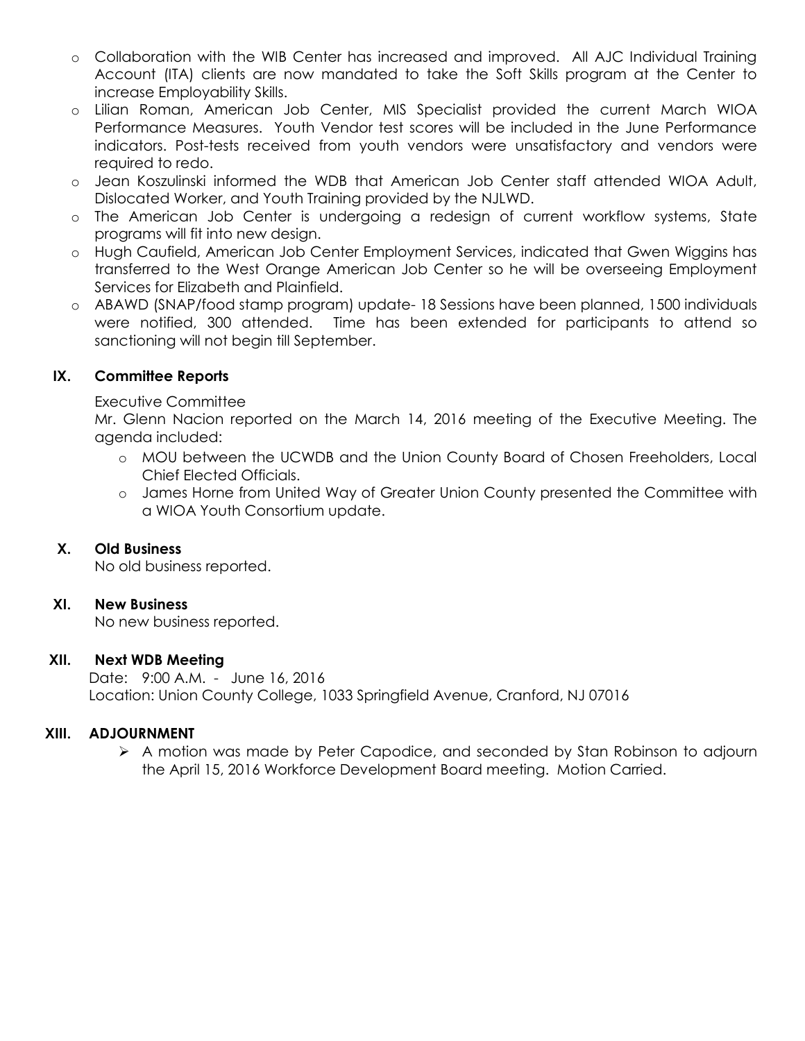- Collaboration with the WIB Center has increased and improved. All AJC Individual Training Account (ITA) clients are now mandated to take the Soft Skills program at the Center to increase Employability Skills.
- Lilian Roman, American Job Center, MIS Specialist provided the current March WIOA Performance Measures. Youth Vendor test scores will be included in the June Performance indicators. Post-tests received from youth vendors were unsatisfactory and vendors were required to redo.
- Jean Koszulinski informed the WDB that American Job Center staff attended WIOA Adult, Dislocated Worker, and Youth Training provided by the NJLWD.
- The American Job Center is undergoing a redesign of current workflow systems, State programs will fit into new design.
- Hugh Caufield, American Job Center Employment Services, indicated that Gwen Wiggins has transferred to the West Orange American Job Center so he will be overseeing Employment Services for Elizabeth and Plainfield.
- ABAWD (SNAP/food stamp program) update- 18 Sessions have been planned, 1500 individuals were notified, 300 attended. Time has been extended for participants to attend so sanctioning will not begin till September.

## IX. Committee Reports

Executive Committee

Mr. Glenn Nacion reported on the March 14, 2016 meeting of the Executive Meeting. The agenda included:

- MOU between the UCWDB and the Union County Board of Chosen Freeholders, Local Chief Elected Officials.
- James Horne from United Way of Greater Union County presented the Committee with a WIOA Youth Consortium update.

## X. Old Business

No old business reported.

## XI. New Business

No new business reported.

## XII. Next WDB Meeting

Date: 9:00 A.M. - June 16, 2016

Location: Union County College, 1033 Springfield Avenue, Cranford, NJ 07016

## XIII. ADJOURNMENT

- A motion was made by Peter Capodice, and seconded by Stan Robinson to adjourn the April 15, 2016 Workforce Development Board meeting. Motion Carried.